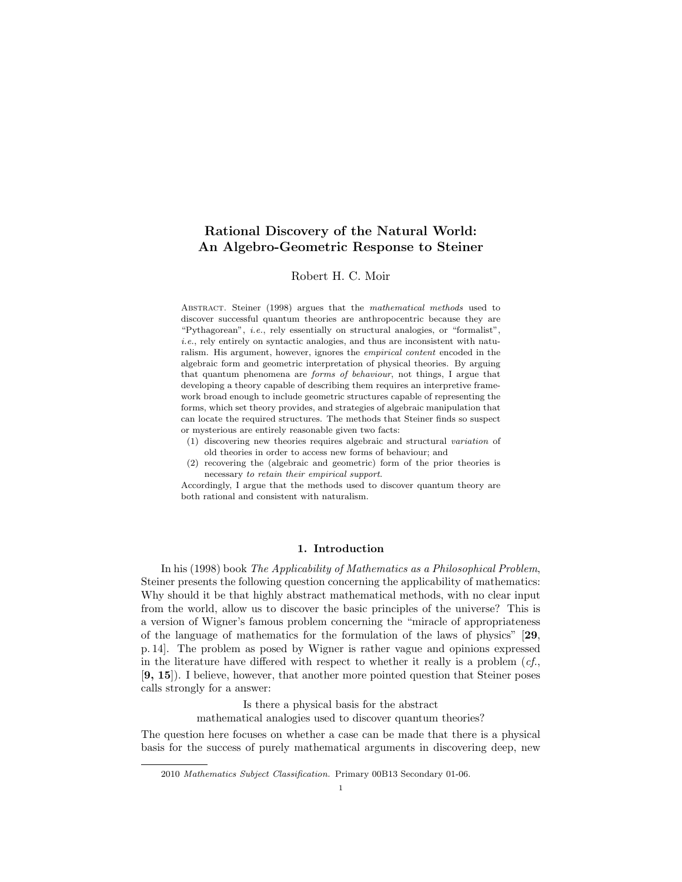# Rational Discovery of the Natural World: An Algebro-Geometric Response to Steiner

Robert H. C. Moir

Abstract. Steiner (1998) argues that the *mathematical methods* used to discover successful quantum theories are anthropocentric because they are "Pythagorean", *i.e.*, rely essentially on structural analogies, or "formalist", *i.e.*, rely entirely on syntactic analogies, and thus are inconsistent with naturalism. His argument, however, ignores the *empirical content* encoded in the algebraic form and geometric interpretation of physical theories. By arguing that quantum phenomena are *forms of behaviour*, not things, I argue that developing a theory capable of describing them requires an interpretive framework broad enough to include geometric structures capable of representing the forms, which set theory provides, and strategies of algebraic manipulation that can locate the required structures. The methods that Steiner finds so suspect or mysterious are entirely reasonable given two facts:

1. discovering new theories requires algebraic and structural *variation* of old theories in order to access new forms of behaviour; and
2. recovering the (algebraic and geometric) form of the prior theories is necessary *to retain their empirical support*.

Accordingly, I argue that the methods used to discover quantum theory are both rational and consistent with naturalism.

## 1. Introduction

In his (1998) book *The Applicability of Mathematics as a Philosophical Problem*, Steiner presents the following question concerning the applicability of mathematics: Why should it be that highly abstract mathematical methods, with no clear input from the world, allow us to discover the basic principles of the universe? This is a version of Wigner's famous problem concerning the "miracle of appropriateness of the language of mathematics for the formulation of the laws of physics" [**29**, p. 14]. The problem as posed by Wigner is rather vague and opinions expressed in the literature have differed with respect to whether it really is a problem (*cf.*, [**9, 15**]). I believe, however, that another more pointed question that Steiner poses calls strongly for a answer:

Is there a physical basis for the abstract mathematical analogies used to discover quantum theories?

The question here focuses on whether a case can be made that there is a physical basis for the success of purely mathematical arguments in discovering deep, new

2010 *Mathematics Subject Classification.* Primary 00B13 Secondary 01-06.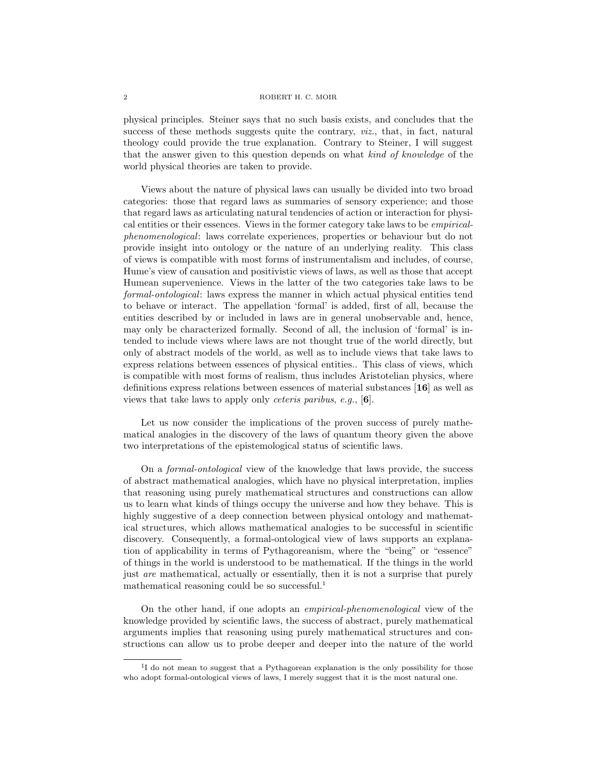physical principles. Steiner says that no such basis exists, and concludes that the success of these methods suggests quite the contrary, *viz.*, that, in fact, natural theology could provide the true explanation. Contrary to Steiner, I will suggest that the answer given to this question depends on what *kind of knowledge* of the world physical theories are taken to provide.

Views about the nature of physical laws can usually be divided into two broad categories: those that regard laws as summaries of sensory experience; and those that regard laws as articulating natural tendencies of action or interaction for physical entities or their essences. Views in the former category take laws to be *empirical-phenomenological*: laws correlate experiences, properties or behaviour but do not provide insight into ontology or the nature of an underlying reality. This class of views is compatible with most forms of instrumentalism and includes, of course, Hume's view of causation and positivistic views of laws, as well as those that accept Humean supervenience. Views in the latter of the two categories take laws to be *formal-ontological*: laws express the manner in which actual physical entities tend to behave or interact. The appellation 'formal' is added, first of all, because the entities described by or included in laws are in general unobservable and, hence, may only be characterized formally. Second of all, the inclusion of 'formal' is intended to include views where laws are not thought true of the world directly, but only of abstract models of the world, as well as to include views that take laws to express relations between essences of physical entities.. This class of views, which is compatible with most forms of realism, thus includes Aristotelian physics, where definitions express relations between essences of material substances [**16**] as well as views that take laws to apply only *ceteris paribus*, *e.g.*, [**6**].

Let us now consider the implications of the proven success of purely mathematical analogies in the discovery of the laws of quantum theory given the above two interpretations of the epistemological status of scientific laws.

On a *formal-ontological* view of the knowledge that laws provide, the success of abstract mathematical analogies, which have no physical interpretation, implies that reasoning using purely mathematical structures and constructions can allow us to learn what kinds of things occupy the universe and how they behave. This is highly suggestive of a deep connection between physical ontology and mathematical structures, which allows mathematical analogies to be successful in scientific discovery. Consequently, a formal-ontological view of laws supports an explanation of applicability in terms of Pythagoreanism, where the "being" or "essence" of things in the world is understood to be mathematical. If the things in the world just *are* mathematical, actually or essentially, then it is not a surprise that purely mathematical reasoning could be so successful.[1]

On the other hand, if one adopts an *empirical-phenomenological* view of the knowledge provided by scientific laws, the success of abstract, purely mathematical arguments implies that reasoning using purely mathematical structures and constructions can allow us to probe deeper and deeper into the nature of the world

[1] I do not mean to suggest that a Pythagorean explanation is the only possibility for those who adopt formal-ontological views of laws, I merely suggest that it is the most natural one.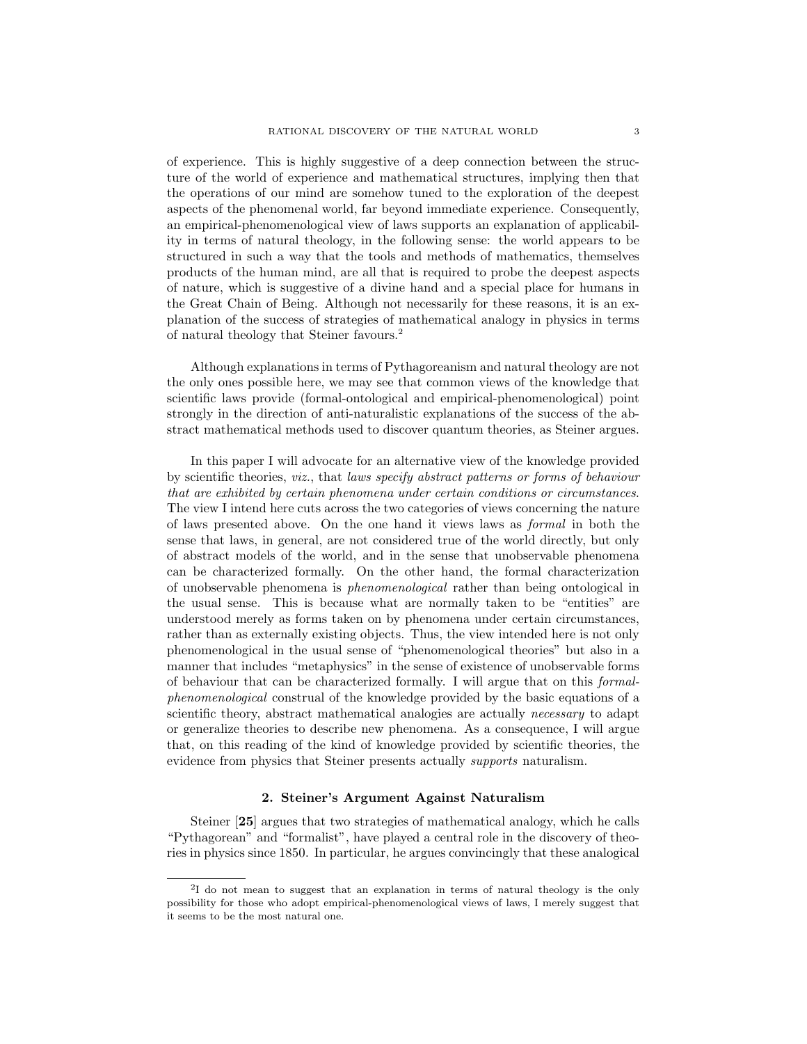of experience. This is highly suggestive of a deep connection between the structure of the world of experience and mathematical structures, implying then that the operations of our mind are somehow tuned to the exploration of the deepest aspects of the phenomenal world, far beyond immediate experience. Consequently, an empirical-phenomenological view of laws supports an explanation of applicability in terms of natural theology, in the following sense: the world appears to be structured in such a way that the tools and methods of mathematics, themselves products of the human mind, are all that is required to probe the deepest aspects of nature, which is suggestive of a divine hand and a special place for humans in the Great Chain of Being. Although not necessarily for these reasons, it is an explanation of the success of strategies of mathematical analogy in physics in terms of natural theology that Steiner favours.[2]

Although explanations in terms of Pythagoreanism and natural theology are not the only ones possible here, we may see that common views of the knowledge that scientific laws provide (formal-ontological and empirical-phenomenological) point strongly in the direction of anti-naturalistic explanations of the success of the abstract mathematical methods used to discover quantum theories, as Steiner argues.

In this paper I will advocate for an alternative view of the knowledge provided by scientific theories, *viz.*, that *laws specify abstract patterns or forms of behaviour that are exhibited by certain phenomena under certain conditions or circumstances*. The view I intend here cuts across the two categories of views concerning the nature of laws presented above. On the one hand it views laws as *formal* in both the sense that laws, in general, are not considered true of the world directly, but only of abstract models of the world, and in the sense that unobservable phenomena can be characterized formally. On the other hand, the formal characterization of unobservable phenomena is *phenomenological* rather than being ontological in the usual sense. This is because what are normally taken to be "entities" are understood merely as forms taken on by phenomena under certain circumstances, rather than as externally existing objects. Thus, the view intended here is not only phenomenological in the usual sense of "phenomenological theories" but also in a manner that includes "metaphysics" in the sense of existence of unobservable forms of behaviour that can be characterized formally. I will argue that on this *formal-phenomenological* construal of the knowledge provided by the basic equations of a scientific theory, abstract mathematical analogies are actually *necessary* to adapt or generalize theories to describe new phenomena. As a consequence, I will argue that, on this reading of the kind of knowledge provided by scientific theories, the evidence from physics that Steiner presents actually *supports* naturalism.

## 2. Steiner's Argument Against Naturalism

Steiner [**25**] argues that two strategies of mathematical analogy, which he calls "Pythagorean" and "formalist", have played a central role in the discovery of theories in physics since 1850. In particular, he argues convincingly that these analogical

---

[2] I do not mean to suggest that an explanation in terms of natural theology is the only possibility for those who adopt empirical-phenomenological views of laws, I merely suggest that it seems to be the most natural one.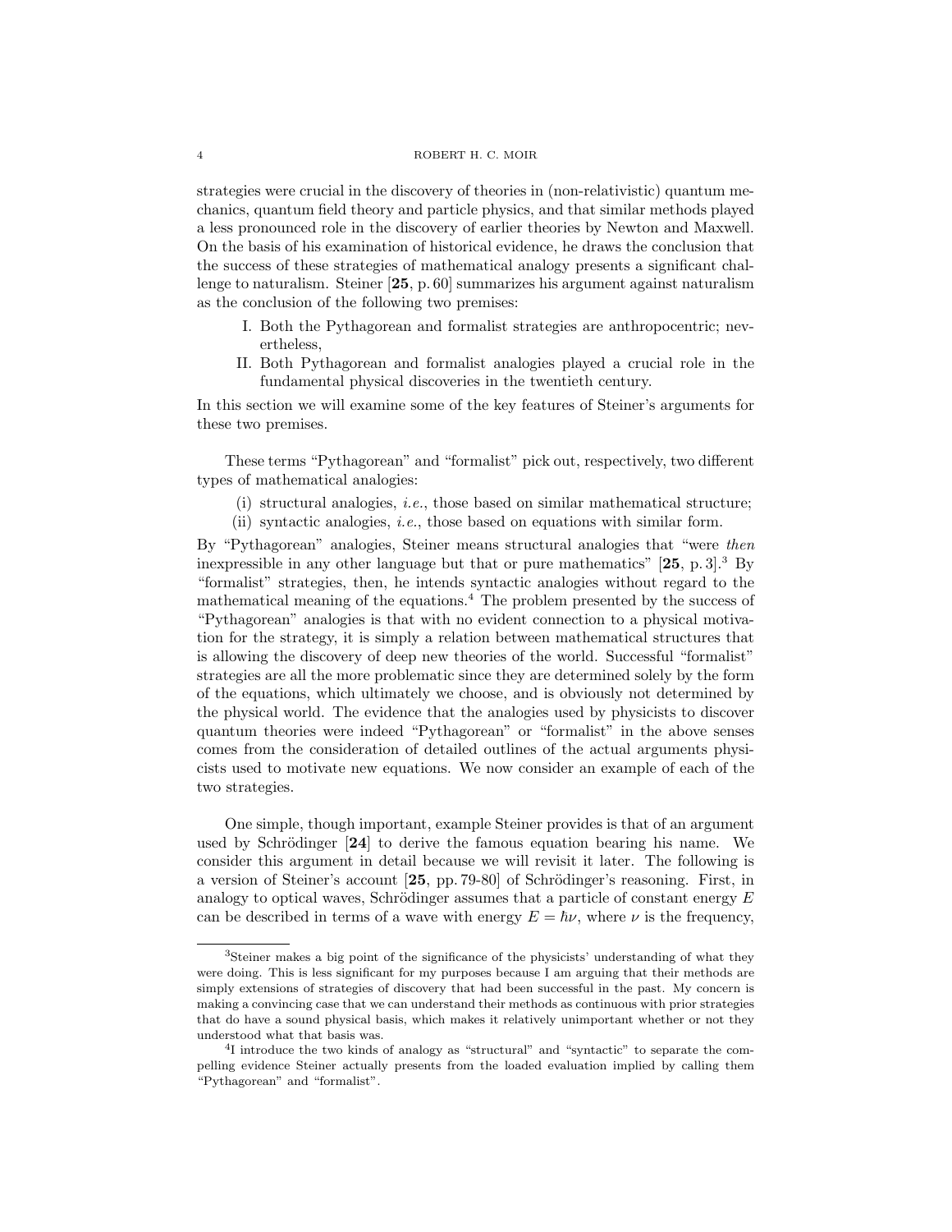strategies were crucial in the discovery of theories in (non-relativistic) quantum mechanics, quantum field theory and particle physics, and that similar methods played a less pronounced role in the discovery of earlier theories by Newton and Maxwell. On the basis of his examination of historical evidence, he draws the conclusion that the success of these strategies of mathematical analogy presents a significant challenge to naturalism. Steiner [**25**, p. 60] summarizes his argument against naturalism as the conclusion of the following two premises:

I. Both the Pythagorean and formalist strategies are anthropocentric; nevertheless,
II. Both Pythagorean and formalist analogies played a crucial role in the fundamental physical discoveries in the twentieth century.

In this section we will examine some of the key features of Steiner's arguments for these two premises.

These terms "Pythagorean" and "formalist" pick out, respectively, two different types of mathematical analogies:

(i) structural analogies, *i.e.*, those based on similar mathematical structure;
(ii) syntactic analogies, *i.e.*, those based on equations with similar form.

By "Pythagorean" analogies, Steiner means structural analogies that "were *then* inexpressible in any other language but that or pure mathematics" [**25**, p. 3].[3] By "formalist" strategies, then, he intends syntactic analogies without regard to the mathematical meaning of the equations.[4] The problem presented by the success of "Pythagorean" analogies is that with no evident connection to a physical motivation for the strategy, it is simply a relation between mathematical structures that is allowing the discovery of deep new theories of the world. Successful "formalist" strategies are all the more problematic since they are determined solely by the form of the equations, which ultimately we choose, and is obviously not determined by the physical world. The evidence that the analogies used by physicists to discover quantum theories were indeed "Pythagorean" or "formalist" in the above senses comes from the consideration of detailed outlines of the actual arguments physicists used to motivate new equations. We now consider an example of each of the two strategies.

One simple, though important, example Steiner provides is that of an argument used by Schrödinger [**24**] to derive the famous equation bearing his name. We consider this argument in detail because we will revisit it later. The following is a version of Steiner's account [**25**, pp. 79-80] of Schrödinger's reasoning. First, in analogy to optical waves, Schrödinger assumes that a particle of constant energy $E$ can be described in terms of a wave with energy $E = \hbar\nu$, where $\nu$ is the frequency,

---

[3] Steiner makes a big point of the significance of the physicists' understanding of what they were doing. This is less significant for my purposes because I am arguing that their methods are simply extensions of strategies of discovery that had been successful in the past. My concern is making a convincing case that we can understand their methods as continuous with prior strategies that do have a sound physical basis, which makes it relatively unimportant whether or not they understood what that basis was.

[4] I introduce the two kinds of analogy as "structural" and "syntactic" to separate the compelling evidence Steiner actually presents from the loaded evaluation implied by calling them "Pythagorean" and "formalist".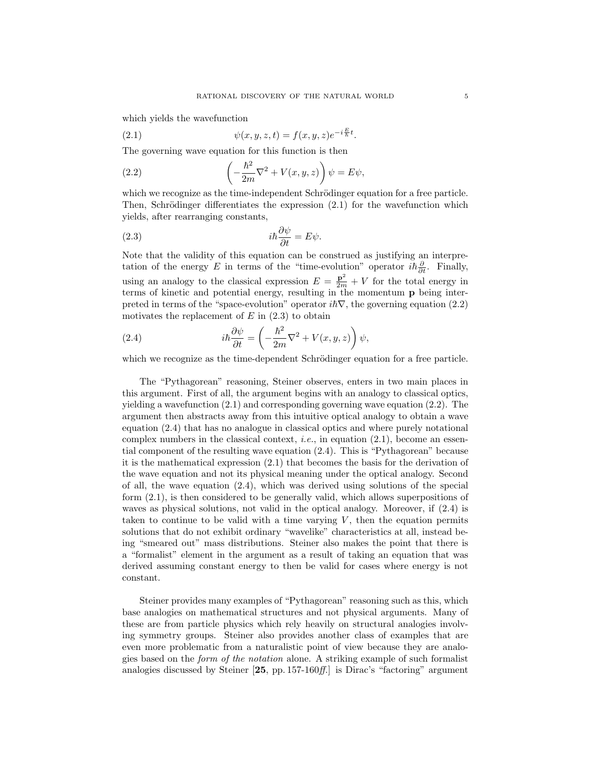which yields the wavefunction

$$\psi(x, y, z, t) = f(x, y, z)e^{-i\frac{E}{\hbar}t}. \tag{2.1}$$

The governing wave equation for this function is then

$$\left(-\frac{\hbar^2}{2m}\nabla^2 + V(x, y, z)\right)\psi = E\psi, \tag{2.2}$$

which we recognize as the time-independent Schrödinger equation for a free particle. Then, Schrödinger differentiates the expression (2.1) for the wavefunction which yields, after rearranging constants,

$$i\hbar\frac{\partial\psi}{\partial t} = E\psi. \tag{2.3}$$

Note that the validity of this equation can be construed as justifying an interpretation of the energy $E$ in terms of the "time-evolution" operator $i\hbar\frac{\partial}{\partial t}$. Finally, using an analogy to the classical expression $E = \frac{\mathbf{p}^2}{2m} + V$ for the total energy in terms of kinetic and potential energy, resulting in the momentum $\mathbf{p}$ being interpreted in terms of the "space-evolution" operator $i\hbar\nabla$, the governing equation (2.2) motivates the replacement of $E$ in (2.3) to obtain

$$i\hbar\frac{\partial\psi}{\partial t} = \left(-\frac{\hbar^2}{2m}\nabla^2 + V(x, y, z)\right)\psi, \tag{2.4}$$

which we recognize as the time-dependent Schrödinger equation for a free particle.

The "Pythagorean" reasoning, Steiner observes, enters in two main places in this argument. First of all, the argument begins with an analogy to classical optics, yielding a wavefunction (2.1) and corresponding governing wave equation (2.2). The argument then abstracts away from this intuitive optical analogy to obtain a wave equation (2.4) that has no analogue in classical optics and where purely notational complex numbers in the classical context, *i.e.*, in equation (2.1), become an essential component of the resulting wave equation (2.4). This is "Pythagorean" because it is the mathematical expression (2.1) that becomes the basis for the derivation of the wave equation and not its physical meaning under the optical analogy. Second of all, the wave equation (2.4), which was derived using solutions of the special form (2.1), is then considered to be generally valid, which allows superpositions of waves as physical solutions, not valid in the optical analogy. Moreover, if (2.4) is taken to continue to be valid with a time varying $V$, then the equation permits solutions that do not exhibit ordinary "wavelike" characteristics at all, instead being "smeared out" mass distributions. Steiner also makes the point that there is a "formalist" element in the argument as a result of taking an equation that was derived assuming constant energy to then be valid for cases where energy is not constant.

Steiner provides many examples of "Pythagorean" reasoning such as this, which base analogies on mathematical structures and not physical arguments. Many of these are from particle physics which rely heavily on structural analogies involving symmetry groups. Steiner also provides another class of examples that are even more problematic from a naturalistic point of view because they are analogies based on the *form of the notation* alone. A striking example of such formalist analogies discussed by Steiner [**25**, pp. 157-160*ff.*] is Dirac's "factoring" argument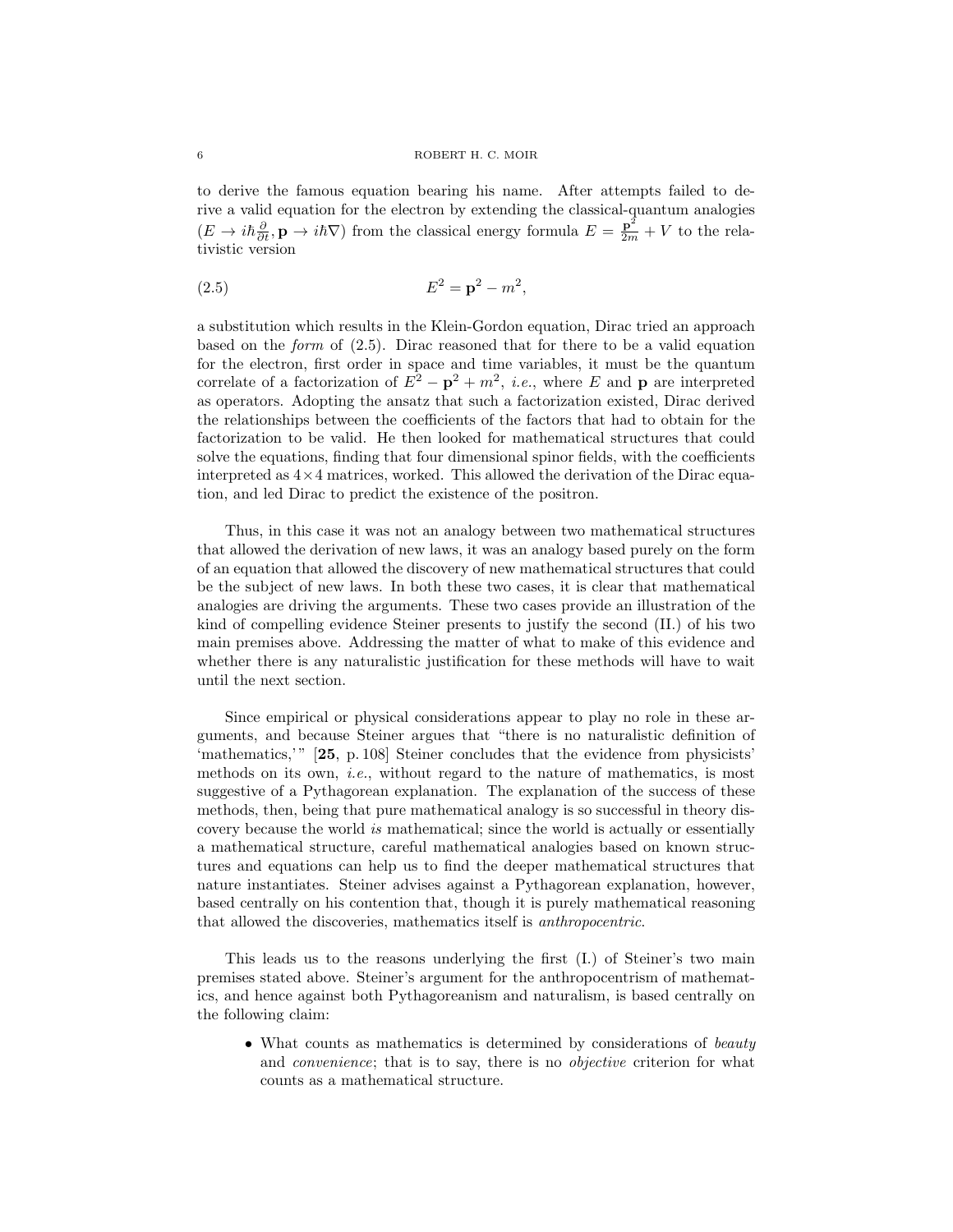to derive the famous equation bearing his name. After attempts failed to derive a valid equation for the electron by extending the classical-quantum analogies ($E \to i\hbar\frac{\partial}{\partial t}, \mathbf{p} \to i\hbar\nabla$) from the classical energy formula $E = \frac{\mathbf{p}^2}{2m} + V$ to the relativistic version

$$E^2 = \mathbf{p}^2 - m^2, \tag{2.5}$$

a substitution which results in the Klein-Gordon equation, Dirac tried an approach based on the *form* of (2.5). Dirac reasoned that for there to be a valid equation for the electron, first order in space and time variables, it must be the quantum correlate of a factorization of $E^2 - \mathbf{p}^2 + m^2$, *i.e.*, where $E$ and $\mathbf{p}$ are interpreted as operators. Adopting the ansatz that such a factorization existed, Dirac derived the relationships between the coefficients of the factors that had to obtain for the factorization to be valid. He then looked for mathematical structures that could solve the equations, finding that four dimensional spinor fields, with the coefficients interpreted as $4\times4$ matrices, worked. This allowed the derivation of the Dirac equation, and led Dirac to predict the existence of the positron.

Thus, in this case it was not an analogy between two mathematical structures that allowed the derivation of new laws, it was an analogy based purely on the form of an equation that allowed the discovery of new mathematical structures that could be the subject of new laws. In both these two cases, it is clear that mathematical analogies are driving the arguments. These two cases provide an illustration of the kind of compelling evidence Steiner presents to justify the second (II.) of his two main premises above. Addressing the matter of what to make of this evidence and whether there is any naturalistic justification for these methods will have to wait until the next section.

Since empirical or physical considerations appear to play no role in these arguments, and because Steiner argues that "there is no naturalistic definition of 'mathematics,'" [**25**, p. 108] Steiner concludes that the evidence from physicists' methods on its own, *i.e.*, without regard to the nature of mathematics, is most suggestive of a Pythagorean explanation. The explanation of the success of these methods, then, being that pure mathematical analogy is so successful in theory discovery because the world *is* mathematical; since the world is actually or essentially a mathematical structure, careful mathematical analogies based on known structures and equations can help us to find the deeper mathematical structures that nature instantiates. Steiner advises against a Pythagorean explanation, however, based centrally on his contention that, though it is purely mathematical reasoning that allowed the discoveries, mathematics itself is *anthropocentric*.

This leads us to the reasons underlying the first (I.) of Steiner's two main premises stated above. Steiner's argument for the anthropocentrism of mathematics, and hence against both Pythagoreanism and naturalism, is based centrally on the following claim:

- What counts as mathematics is determined by considerations of *beauty* and *convenience*; that is to say, there is no *objective* criterion for what counts as a mathematical structure.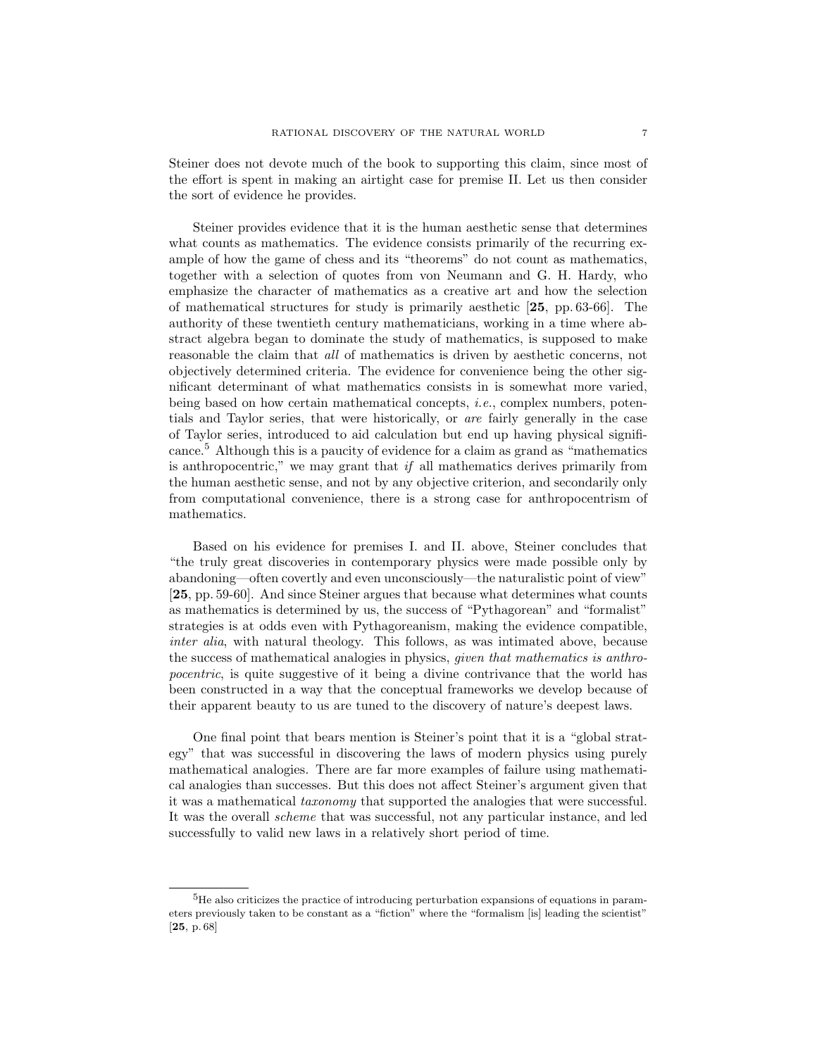Steiner does not devote much of the book to supporting this claim, since most of the effort is spent in making an airtight case for premise II. Let us then consider the sort of evidence he provides.

Steiner provides evidence that it is the human aesthetic sense that determines what counts as mathematics. The evidence consists primarily of the recurring example of how the game of chess and its "theorems" do not count as mathematics, together with a selection of quotes from von Neumann and G. H. Hardy, who emphasize the character of mathematics as a creative art and how the selection of mathematical structures for study is primarily aesthetic [**25**, pp. 63-66]. The authority of these twentieth century mathematicians, working in a time where abstract algebra began to dominate the study of mathematics, is supposed to make reasonable the claim that *all* of mathematics is driven by aesthetic concerns, not objectively determined criteria. The evidence for convenience being the other significant determinant of what mathematics consists in is somewhat more varied, being based on how certain mathematical concepts, *i.e.*, complex numbers, potentials and Taylor series, that were historically, or *are* fairly generally in the case of Taylor series, introduced to aid calculation but end up having physical significance.[5] Although this is a paucity of evidence for a claim as grand as "mathematics is anthropocentric," we may grant that *if* all mathematics derives primarily from the human aesthetic sense, and not by any objective criterion, and secondarily only from computational convenience, there is a strong case for anthropocentrism of mathematics.

Based on his evidence for premises I. and II. above, Steiner concludes that "the truly great discoveries in contemporary physics were made possible only by abandoning—often covertly and even unconsciously—the naturalistic point of view" [**25**, pp. 59-60]. And since Steiner argues that because what determines what counts as mathematics is determined by us, the success of "Pythagorean" and "formalist" strategies is at odds even with Pythagoreanism, making the evidence compatible, *inter alia*, with natural theology. This follows, as was intimated above, because the success of mathematical analogies in physics, *given that mathematics is anthropocentric*, is quite suggestive of it being a divine contrivance that the world has been constructed in a way that the conceptual frameworks we develop because of their apparent beauty to us are tuned to the discovery of nature's deepest laws.

One final point that bears mention is Steiner's point that it is a "global strategy" that was successful in discovering the laws of modern physics using purely mathematical analogies. There are far more examples of failure using mathematical analogies than successes. But this does not affect Steiner's argument given that it was a mathematical *taxonomy* that supported the analogies that were successful. It was the overall *scheme* that was successful, not any particular instance, and led successfully to valid new laws in a relatively short period of time.

---

[5] He also criticizes the practice of introducing perturbation expansions of equations in parameters previously taken to be constant as a "fiction" where the "formalism [is] leading the scientist" [**25**, p. 68]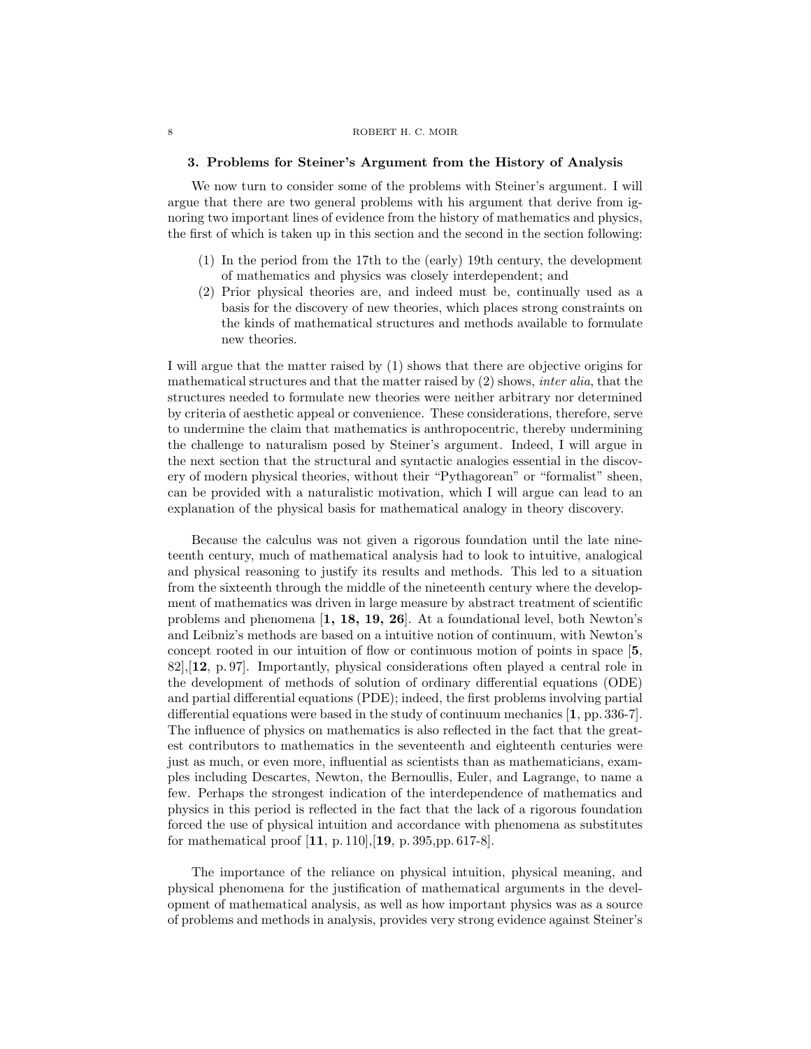## 3. Problems for Steiner's Argument from the History of Analysis

We now turn to consider some of the problems with Steiner's argument. I will argue that there are two general problems with his argument that derive from ignoring two important lines of evidence from the history of mathematics and physics, the first of which is taken up in this section and the second in the section following:

1. In the period from the 17th to the (early) 19th century, the development of mathematics and physics was closely interdependent; and
2. Prior physical theories are, and indeed must be, continually used as a basis for the discovery of new theories, which places strong constraints on the kinds of mathematical structures and methods available to formulate new theories.

I will argue that the matter raised by (1) shows that there are objective origins for mathematical structures and that the matter raised by (2) shows, *inter alia*, that the structures needed to formulate new theories were neither arbitrary nor determined by criteria of aesthetic appeal or convenience. These considerations, therefore, serve to undermine the claim that mathematics is anthropocentric, thereby undermining the challenge to naturalism posed by Steiner's argument. Indeed, I will argue in the next section that the structural and syntactic analogies essential in the discovery of modern physical theories, without their "Pythagorean" or "formalist" sheen, can be provided with a naturalistic motivation, which I will argue can lead to an explanation of the physical basis for mathematical analogy in theory discovery.

Because the calculus was not given a rigorous foundation until the late nineteenth century, much of mathematical analysis had to look to intuitive, analogical and physical reasoning to justify its results and methods. This led to a situation from the sixteenth through the middle of the nineteenth century where the development of mathematics was driven in large measure by abstract treatment of scientific problems and phenomena [**1, 18, 19, 26**]. At a foundational level, both Newton's and Leibniz's methods are based on a intuitive notion of continuum, with Newton's concept rooted in our intuition of flow or continuous motion of points in space [**5**, 82],[**12**, p. 97]. Importantly, physical considerations often played a central role in the development of methods of solution of ordinary differential equations (ODE) and partial differential equations (PDE); indeed, the first problems involving partial differential equations were based in the study of continuum mechanics [**1**, pp. 336-7]. The influence of physics on mathematics is also reflected in the fact that the greatest contributors to mathematics in the seventeenth and eighteenth centuries were just as much, or even more, influential as scientists than as mathematicians, examples including Descartes, Newton, the Bernoullis, Euler, and Lagrange, to name a few. Perhaps the strongest indication of the interdependence of mathematics and physics in this period is reflected in the fact that the lack of a rigorous foundation forced the use of physical intuition and accordance with phenomena as substitutes for mathematical proof [**11**, p. 110],[**19**, p. 395,pp. 617-8].

The importance of the reliance on physical intuition, physical meaning, and physical phenomena for the justification of mathematical arguments in the development of mathematical analysis, as well as how important physics was as a source of problems and methods in analysis, provides very strong evidence against Steiner's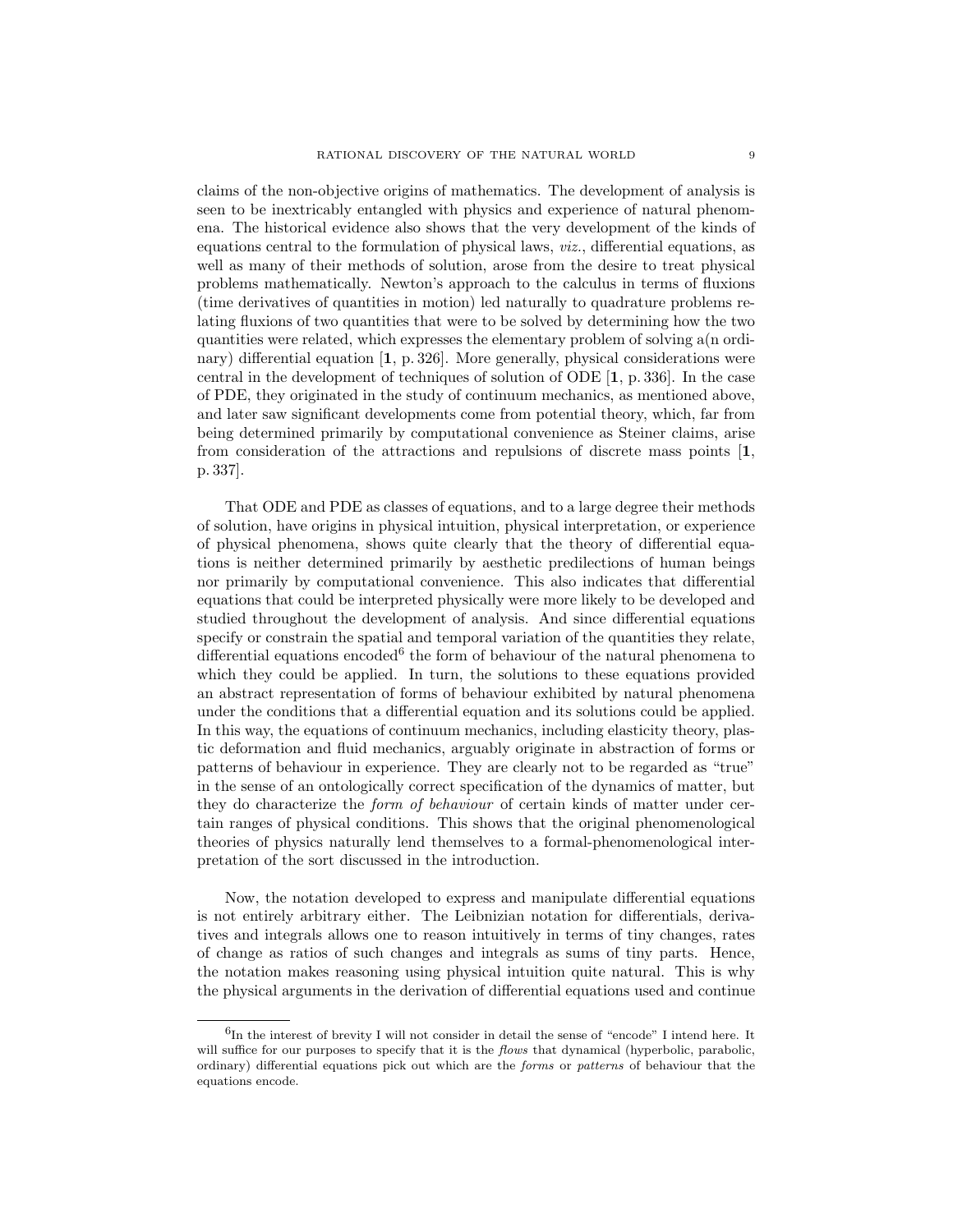claims of the non-objective origins of mathematics. The development of analysis is seen to be inextricably entangled with physics and experience of natural phenomena. The historical evidence also shows that the very development of the kinds of equations central to the formulation of physical laws, *viz.*, differential equations, as well as many of their methods of solution, arose from the desire to treat physical problems mathematically. Newton's approach to the calculus in terms of fluxions (time derivatives of quantities in motion) led naturally to quadrature problems relating fluxions of two quantities that were to be solved by determining how the two quantities were related, which expresses the elementary problem of solving a(n ordinary) differential equation [**1**, p. 326]. More generally, physical considerations were central in the development of techniques of solution of ODE [**1**, p. 336]. In the case of PDE, they originated in the study of continuum mechanics, as mentioned above, and later saw significant developments come from potential theory, which, far from being determined primarily by computational convenience as Steiner claims, arise from consideration of the attractions and repulsions of discrete mass points [**1**, p. 337].

That ODE and PDE as classes of equations, and to a large degree their methods of solution, have origins in physical intuition, physical interpretation, or experience of physical phenomena, shows quite clearly that the theory of differential equations is neither determined primarily by aesthetic predilections of human beings nor primarily by computational convenience. This also indicates that differential equations that could be interpreted physically were more likely to be developed and studied throughout the development of analysis. And since differential equations specify or constrain the spatial and temporal variation of the quantities they relate, differential equations encoded[6] the form of behaviour of the natural phenomena to which they could be applied. In turn, the solutions to these equations provided an abstract representation of forms of behaviour exhibited by natural phenomena under the conditions that a differential equation and its solutions could be applied. In this way, the equations of continuum mechanics, including elasticity theory, plastic deformation and fluid mechanics, arguably originate in abstraction of forms or patterns of behaviour in experience. They are clearly not to be regarded as "true" in the sense of an ontologically correct specification of the dynamics of matter, but they do characterize the *form of behaviour* of certain kinds of matter under certain ranges of physical conditions. This shows that the original phenomenological theories of physics naturally lend themselves to a formal-phenomenological interpretation of the sort discussed in the introduction.

Now, the notation developed to express and manipulate differential equations is not entirely arbitrary either. The Leibnizian notation for differentials, derivatives and integrals allows one to reason intuitively in terms of tiny changes, rates of change as ratios of such changes and integrals as sums of tiny parts. Hence, the notation makes reasoning using physical intuition quite natural. This is why the physical arguments in the derivation of differential equations used and continue

---

[6] In the interest of brevity I will not consider in detail the sense of "encode" I intend here. It will suffice for our purposes to specify that it is the *flows* that dynamical (hyperbolic, parabolic, ordinary) differential equations pick out which are the *forms* or *patterns* of behaviour that the equations encode.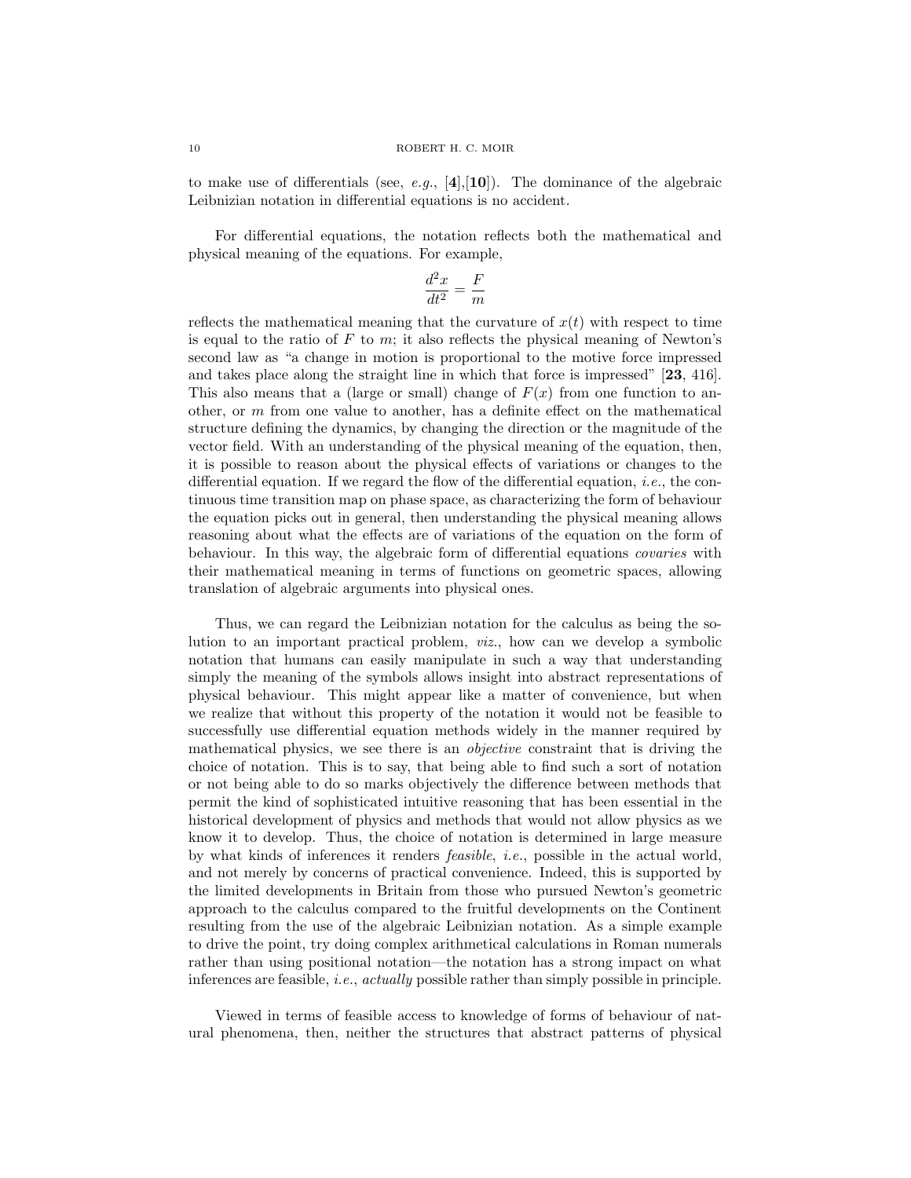to make use of differentials (see, *e.g.*, [**4**],[**10**]). The dominance of the algebraic Leibnizian notation in differential equations is no accident.

For differential equations, the notation reflects both the mathematical and physical meaning of the equations. For example,

$$\frac{d^2x}{dt^2} = \frac{F}{m}$$

reflects the mathematical meaning that the curvature of $x(t)$ with respect to time is equal to the ratio of $F$ to $m$; it also reflects the physical meaning of Newton's second law as "a change in motion is proportional to the motive force impressed and takes place along the straight line in which that force is impressed" [**23**, 416]. This also means that a (large or small) change of $F(x)$ from one function to another, or $m$ from one value to another, has a definite effect on the mathematical structure defining the dynamics, by changing the direction or the magnitude of the vector field. With an understanding of the physical meaning of the equation, then, it is possible to reason about the physical effects of variations or changes to the differential equation. If we regard the flow of the differential equation, *i.e.*, the continuous time transition map on phase space, as characterizing the form of behaviour the equation picks out in general, then understanding the physical meaning allows reasoning about what the effects are of variations of the equation on the form of behaviour. In this way, the algebraic form of differential equations *covaries* with their mathematical meaning in terms of functions on geometric spaces, allowing translation of algebraic arguments into physical ones.

Thus, we can regard the Leibnizian notation for the calculus as being the solution to an important practical problem, *viz.*, how can we develop a symbolic notation that humans can easily manipulate in such a way that understanding simply the meaning of the symbols allows insight into abstract representations of physical behaviour. This might appear like a matter of convenience, but when we realize that without this property of the notation it would not be feasible to successfully use differential equation methods widely in the manner required by mathematical physics, we see there is an *objective* constraint that is driving the choice of notation. This is to say, that being able to find such a sort of notation or not being able to do so marks objectively the difference between methods that permit the kind of sophisticated intuitive reasoning that has been essential in the historical development of physics and methods that would not allow physics as we know it to develop. Thus, the choice of notation is determined in large measure by what kinds of inferences it renders *feasible*, *i.e.*, possible in the actual world, and not merely by concerns of practical convenience. Indeed, this is supported by the limited developments in Britain from those who pursued Newton's geometric approach to the calculus compared to the fruitful developments on the Continent resulting from the use of the algebraic Leibnizian notation. As a simple example to drive the point, try doing complex arithmetical calculations in Roman numerals rather than using positional notation—the notation has a strong impact on what inferences are feasible, *i.e.*, *actually* possible rather than simply possible in principle.

Viewed in terms of feasible access to knowledge of forms of behaviour of natural phenomena, then, neither the structures that abstract patterns of physical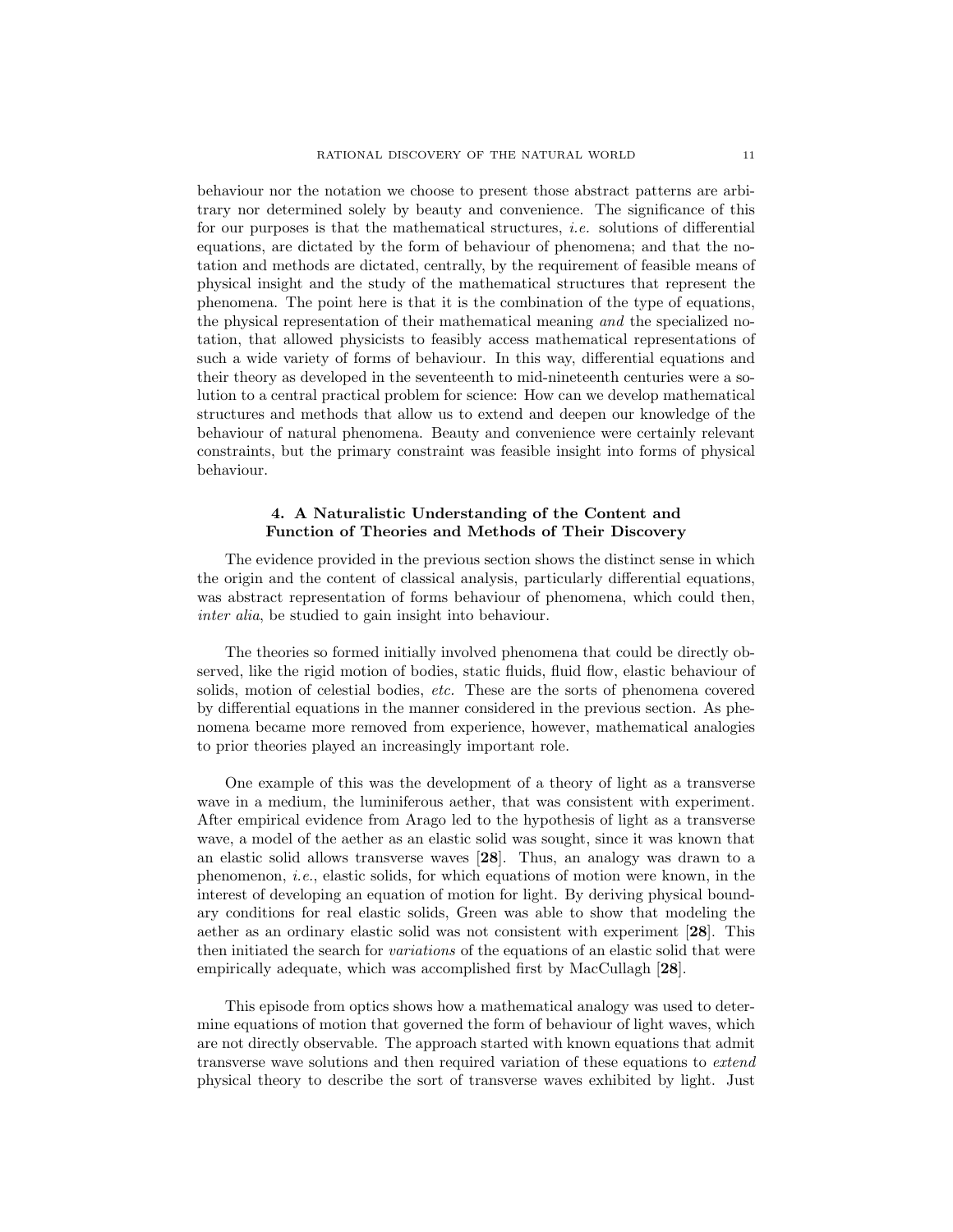behaviour nor the notation we choose to present those abstract patterns are arbitrary nor determined solely by beauty and convenience. The significance of this for our purposes is that the mathematical structures, *i.e.* solutions of differential equations, are dictated by the form of behaviour of phenomena; and that the notation and methods are dictated, centrally, by the requirement of feasible means of physical insight and the study of the mathematical structures that represent the phenomena. The point here is that it is the combination of the type of equations, the physical representation of their mathematical meaning *and* the specialized notation, that allowed physicists to feasibly access mathematical representations of such a wide variety of forms of behaviour. In this way, differential equations and their theory as developed in the seventeenth to mid-nineteenth centuries were a solution to a central practical problem for science: How can we develop mathematical structures and methods that allow us to extend and deepen our knowledge of the behaviour of natural phenomena. Beauty and convenience were certainly relevant constraints, but the primary constraint was feasible insight into forms of physical behaviour.

## 4. A Naturalistic Understanding of the Content and Function of Theories and Methods of Their Discovery

The evidence provided in the previous section shows the distinct sense in which the origin and the content of classical analysis, particularly differential equations, was abstract representation of forms behaviour of phenomena, which could then, *inter alia*, be studied to gain insight into behaviour.

The theories so formed initially involved phenomena that could be directly observed, like the rigid motion of bodies, static fluids, fluid flow, elastic behaviour of solids, motion of celestial bodies, *etc.* These are the sorts of phenomena covered by differential equations in the manner considered in the previous section. As phenomena became more removed from experience, however, mathematical analogies to prior theories played an increasingly important role.

One example of this was the development of a theory of light as a transverse wave in a medium, the luminiferous aether, that was consistent with experiment. After empirical evidence from Arago led to the hypothesis of light as a transverse wave, a model of the aether as an elastic solid was sought, since it was known that an elastic solid allows transverse waves [**28**]. Thus, an analogy was drawn to a phenomenon, *i.e.*, elastic solids, for which equations of motion were known, in the interest of developing an equation of motion for light. By deriving physical boundary conditions for real elastic solids, Green was able to show that modeling the aether as an ordinary elastic solid was not consistent with experiment [**28**]. This then initiated the search for *variations* of the equations of an elastic solid that were empirically adequate, which was accomplished first by MacCullagh [**28**].

This episode from optics shows how a mathematical analogy was used to determine equations of motion that governed the form of behaviour of light waves, which are not directly observable. The approach started with known equations that admit transverse wave solutions and then required variation of these equations to *extend* physical theory to describe the sort of transverse waves exhibited by light. Just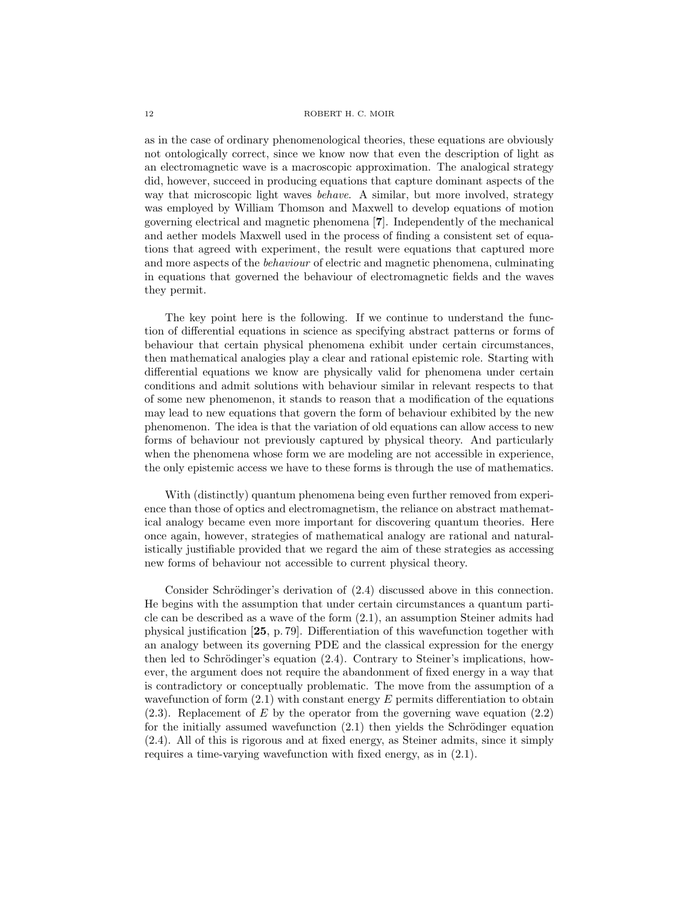as in the case of ordinary phenomenological theories, these equations are obviously not ontologically correct, since we know now that even the description of light as an electromagnetic wave is a macroscopic approximation. The analogical strategy did, however, succeed in producing equations that capture dominant aspects of the way that microscopic light waves *behave*. A similar, but more involved, strategy was employed by William Thomson and Maxwell to develop equations of motion governing electrical and magnetic phenomena [**7**]. Independently of the mechanical and aether models Maxwell used in the process of finding a consistent set of equations that agreed with experiment, the result were equations that captured more and more aspects of the *behaviour* of electric and magnetic phenomena, culminating in equations that governed the behaviour of electromagnetic fields and the waves they permit.

The key point here is the following. If we continue to understand the function of differential equations in science as specifying abstract patterns or forms of behaviour that certain physical phenomena exhibit under certain circumstances, then mathematical analogies play a clear and rational epistemic role. Starting with differential equations we know are physically valid for phenomena under certain conditions and admit solutions with behaviour similar in relevant respects to that of some new phenomenon, it stands to reason that a modification of the equations may lead to new equations that govern the form of behaviour exhibited by the new phenomenon. The idea is that the variation of old equations can allow access to new forms of behaviour not previously captured by physical theory. And particularly when the phenomena whose form we are modeling are not accessible in experience, the only epistemic access we have to these forms is through the use of mathematics.

With (distinctly) quantum phenomena being even further removed from experience than those of optics and electromagnetism, the reliance on abstract mathematical analogy became even more important for discovering quantum theories. Here once again, however, strategies of mathematical analogy are rational and naturalistically justifiable provided that we regard the aim of these strategies as accessing new forms of behaviour not accessible to current physical theory.

Consider Schrödinger's derivation of (2.4) discussed above in this connection. He begins with the assumption that under certain circumstances a quantum particle can be described as a wave of the form (2.1), an assumption Steiner admits had physical justification [**25**, p. 79]. Differentiation of this wavefunction together with an analogy between its governing PDE and the classical expression for the energy then led to Schrödinger's equation (2.4). Contrary to Steiner's implications, however, the argument does not require the abandonment of fixed energy in a way that is contradictory or conceptually problematic. The move from the assumption of a wavefunction of form (2.1) with constant energy $E$ permits differentiation to obtain (2.3). Replacement of $E$ by the operator from the governing wave equation (2.2) for the initially assumed wavefunction (2.1) then yields the Schrödinger equation (2.4). All of this is rigorous and at fixed energy, as Steiner admits, since it simply requires a time-varying wavefunction with fixed energy, as in (2.1).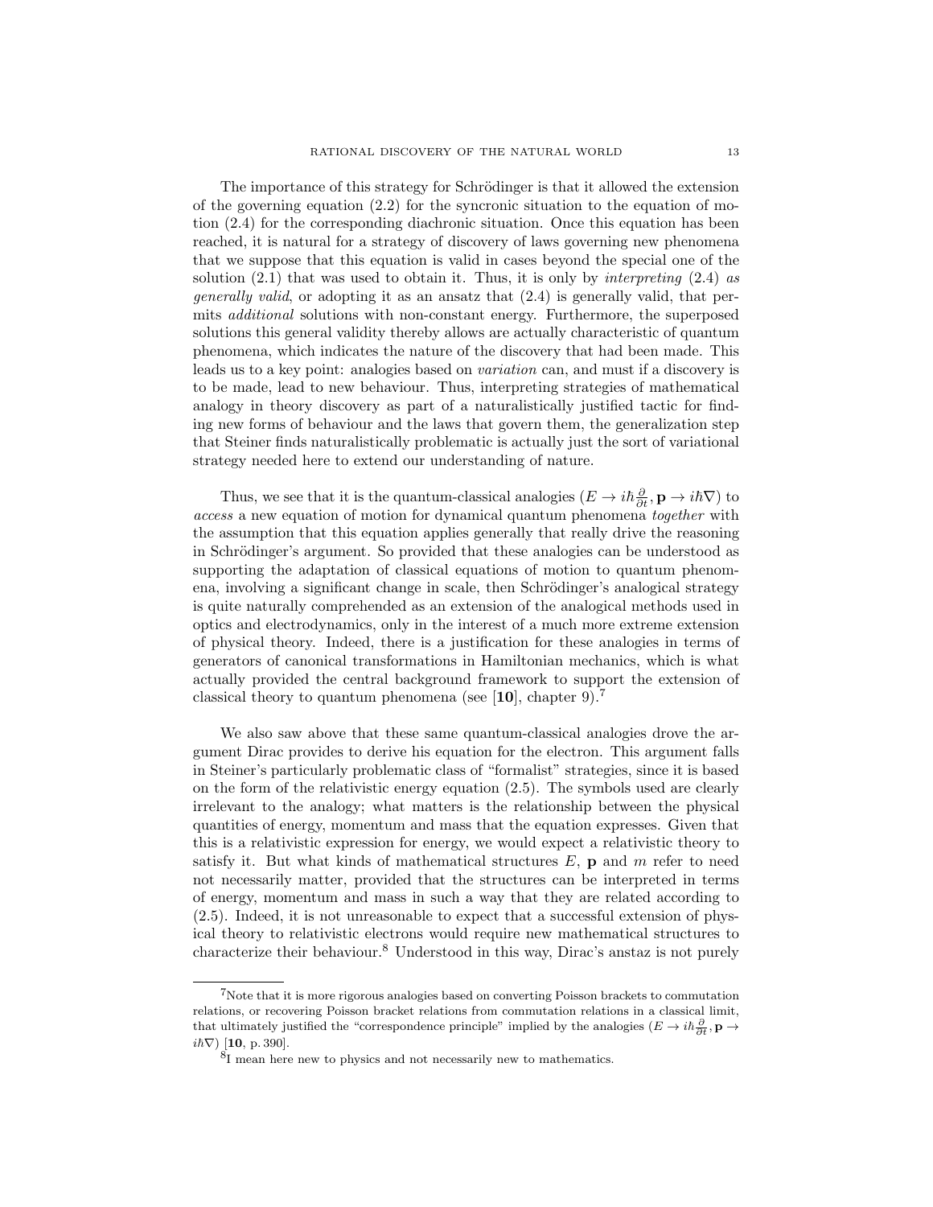The importance of this strategy for Schrödinger is that it allowed the extension of the governing equation (2.2) for the syncronic situation to the equation of motion (2.4) for the corresponding diachronic situation. Once this equation has been reached, it is natural for a strategy of discovery of laws governing new phenomena that we suppose that this equation is valid in cases beyond the special one of the solution (2.1) that was used to obtain it. Thus, it is only by *interpreting* (2.4) *as generally valid*, or adopting it as an ansatz that (2.4) is generally valid, that permits *additional* solutions with non-constant energy. Furthermore, the superposed solutions this general validity thereby allows are actually characteristic of quantum phenomena, which indicates the nature of the discovery that had been made. This leads us to a key point: analogies based on *variation* can, and must if a discovery is to be made, lead to new behaviour. Thus, interpreting strategies of mathematical analogy in theory discovery as part of a naturalistically justified tactic for finding new forms of behaviour and the laws that govern them, the generalization step that Steiner finds naturalistically problematic is actually just the sort of variational strategy needed here to extend our understanding of nature.

Thus, we see that it is the quantum-classical analogies ($E \rightarrow i\hbar\frac{\partial}{\partial t}, \mathbf{p} \rightarrow i\hbar\nabla$) to *access* a new equation of motion for dynamical quantum phenomena *together* with the assumption that this equation applies generally that really drive the reasoning in Schrödinger's argument. So provided that these analogies can be understood as supporting the adaptation of classical equations of motion to quantum phenomena, involving a significant change in scale, then Schrödinger's analogical strategy is quite naturally comprehended as an extension of the analogical methods used in optics and electrodynamics, only in the interest of a much more extreme extension of physical theory. Indeed, there is a justification for these analogies in terms of generators of canonical transformations in Hamiltonian mechanics, which is what actually provided the central background framework to support the extension of classical theory to quantum phenomena (see [**10**], chapter 9).[7]

We also saw above that these same quantum-classical analogies drove the argument Dirac provides to derive his equation for the electron. This argument falls in Steiner's particularly problematic class of "formalist" strategies, since it is based on the form of the relativistic energy equation (2.5). The symbols used are clearly irrelevant to the analogy; what matters is the relationship between the physical quantities of energy, momentum and mass that the equation expresses. Given that this is a relativistic expression for energy, we would expect a relativistic theory to satisfy it. But what kinds of mathematical structures $E$, $\mathbf{p}$ and $m$ refer to need not necessarily matter, provided that the structures can be interpreted in terms of energy, momentum and mass in such a way that they are related according to (2.5). Indeed, it is not unreasonable to expect that a successful extension of physical theory to relativistic electrons would require new mathematical structures to characterize their behaviour.[8] Understood in this way, Dirac's anstaz is not purely

---

[7] Note that it is more rigorous analogies based on converting Poisson brackets to commutation relations, or recovering Poisson bracket relations from commutation relations in a classical limit, that ultimately justified the "correspondence principle" implied by the analogies ($E \rightarrow i\hbar\frac{\partial}{\partial t}, \mathbf{p} \rightarrow i\hbar\nabla$) [**10**, p. 390].

[8] I mean here new to physics and not necessarily new to mathematics.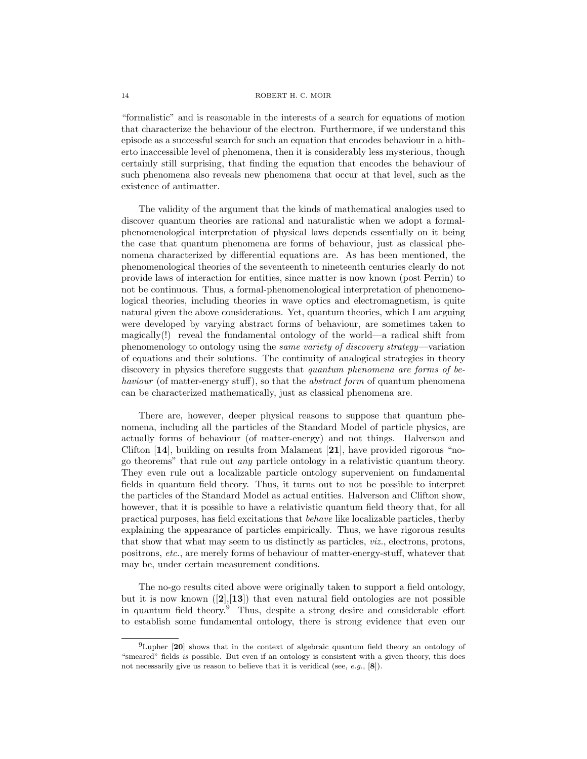"formalistic" and is reasonable in the interests of a search for equations of motion that characterize the behaviour of the electron. Furthermore, if we understand this episode as a successful search for such an equation that encodes behaviour in a hitherto inaccessible level of phenomena, then it is considerably less mysterious, though certainly still surprising, that finding the equation that encodes the behaviour of such phenomena also reveals new phenomena that occur at that level, such as the existence of antimatter.

The validity of the argument that the kinds of mathematical analogies used to discover quantum theories are rational and naturalistic when we adopt a formal-phenomenological interpretation of physical laws depends essentially on it being the case that quantum phenomena are forms of behaviour, just as classical phenomena characterized by differential equations are. As has been mentioned, the phenomenological theories of the seventeenth to nineteenth centuries clearly do not provide laws of interaction for entities, since matter is now known (post Perrin) to not be continuous. Thus, a formal-phenomenological interpretation of phenomenological theories, including theories in wave optics and electromagnetism, is quite natural given the above considerations. Yet, quantum theories, which I am arguing were developed by varying abstract forms of behaviour, are sometimes taken to magically(!) reveal the fundamental ontology of the world—a radical shift from phenomenology to ontology using the *same variety of discovery strategy*—variation of equations and their solutions. The continuity of analogical strategies in theory discovery in physics therefore suggests that *quantum phenomena are forms of behaviour* (of matter-energy stuff), so that the *abstract form* of quantum phenomena can be characterized mathematically, just as classical phenomena are.

There are, however, deeper physical reasons to suppose that quantum phenomena, including all the particles of the Standard Model of particle physics, are actually forms of behaviour (of matter-energy) and not things. Halverson and Clifton [**14**], building on results from Malament [**21**], have provided rigorous "no-go theorems" that rule out *any* particle ontology in a relativistic quantum theory. They even rule out a localizable particle ontology supervenient on fundamental fields in quantum field theory. Thus, it turns out to not be possible to interpret the particles of the Standard Model as actual entities. Halverson and Clifton show, however, that it is possible to have a relativistic quantum field theory that, for all practical purposes, has field excitations that *behave* like localizable particles, therby explaining the appearance of particles empirically. Thus, we have rigorous results that show that what may seem to us distinctly as particles, *viz.*, electrons, protons, positrons, *etc.*, are merely forms of behaviour of matter-energy-stuff, whatever that may be, under certain measurement conditions.

The no-go results cited above were originally taken to support a field ontology, but it is now known ([**2**],[**13**]) that even natural field ontologies are not possible in quantum field theory.[9] Thus, despite a strong desire and considerable effort to establish some fundamental ontology, there is strong evidence that even our

---

[9] Lupher [**20**] shows that in the context of algebraic quantum field theory an ontology of "smeared" fields *is* possible. But even if an ontology is consistent with a given theory, this does not necessarily give us reason to believe that it is veridical (see, *e.g.*, [**8**]).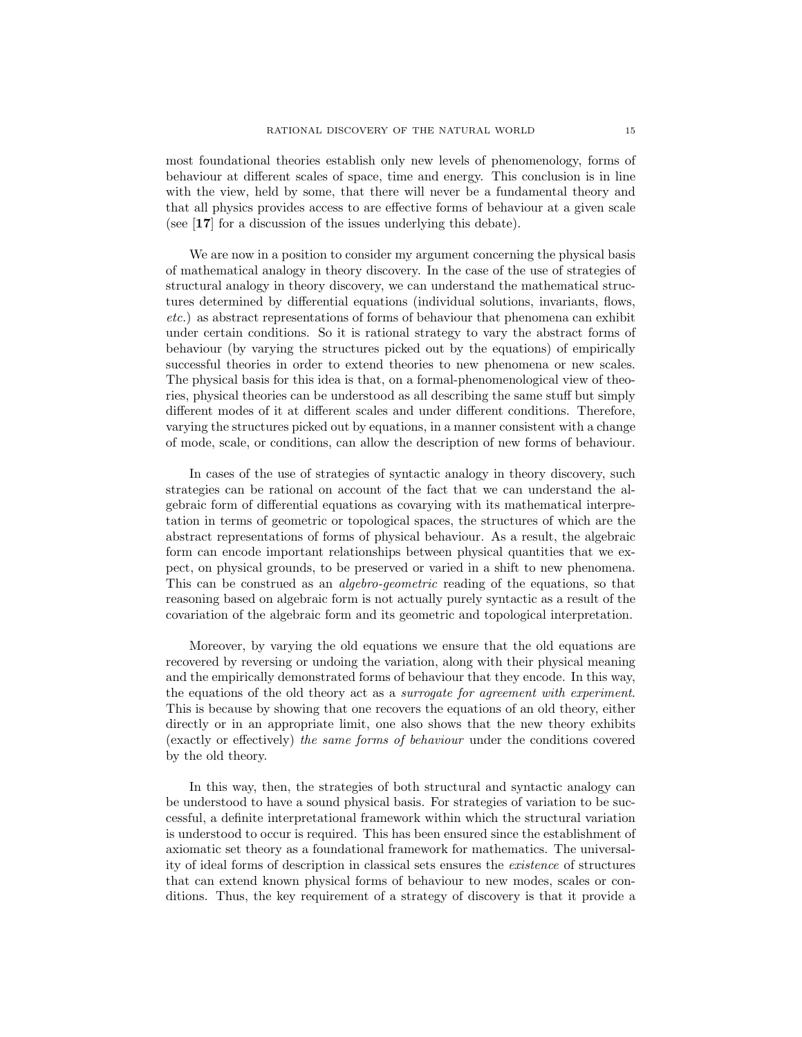most foundational theories establish only new levels of phenomenology, forms of behaviour at different scales of space, time and energy. This conclusion is in line with the view, held by some, that there will never be a fundamental theory and that all physics provides access to are effective forms of behaviour at a given scale (see [**17**] for a discussion of the issues underlying this debate).

We are now in a position to consider my argument concerning the physical basis of mathematical analogy in theory discovery. In the case of the use of strategies of structural analogy in theory discovery, we can understand the mathematical structures determined by differential equations (individual solutions, invariants, flows, *etc.*) as abstract representations of forms of behaviour that phenomena can exhibit under certain conditions. So it is rational strategy to vary the abstract forms of behaviour (by varying the structures picked out by the equations) of empirically successful theories in order to extend theories to new phenomena or new scales. The physical basis for this idea is that, on a formal-phenomenological view of theories, physical theories can be understood as all describing the same stuff but simply different modes of it at different scales and under different conditions. Therefore, varying the structures picked out by equations, in a manner consistent with a change of mode, scale, or conditions, can allow the description of new forms of behaviour.

In cases of the use of strategies of syntactic analogy in theory discovery, such strategies can be rational on account of the fact that we can understand the algebraic form of differential equations as covarying with its mathematical interpretation in terms of geometric or topological spaces, the structures of which are the abstract representations of forms of physical behaviour. As a result, the algebraic form can encode important relationships between physical quantities that we expect, on physical grounds, to be preserved or varied in a shift to new phenomena. This can be construed as an *algebro-geometric* reading of the equations, so that reasoning based on algebraic form is not actually purely syntactic as a result of the covariation of the algebraic form and its geometric and topological interpretation.

Moreover, by varying the old equations we ensure that the old equations are recovered by reversing or undoing the variation, along with their physical meaning and the empirically demonstrated forms of behaviour that they encode. In this way, the equations of the old theory act as a *surrogate for agreement with experiment*. This is because by showing that one recovers the equations of an old theory, either directly or in an appropriate limit, one also shows that the new theory exhibits (exactly or effectively) *the same forms of behaviour* under the conditions covered by the old theory.

In this way, then, the strategies of both structural and syntactic analogy can be understood to have a sound physical basis. For strategies of variation to be successful, a definite interpretational framework within which the structural variation is understood to occur is required. This has been ensured since the establishment of axiomatic set theory as a foundational framework for mathematics. The universality of ideal forms of description in classical sets ensures the *existence* of structures that can extend known physical forms of behaviour to new modes, scales or conditions. Thus, the key requirement of a strategy of discovery is that it provide a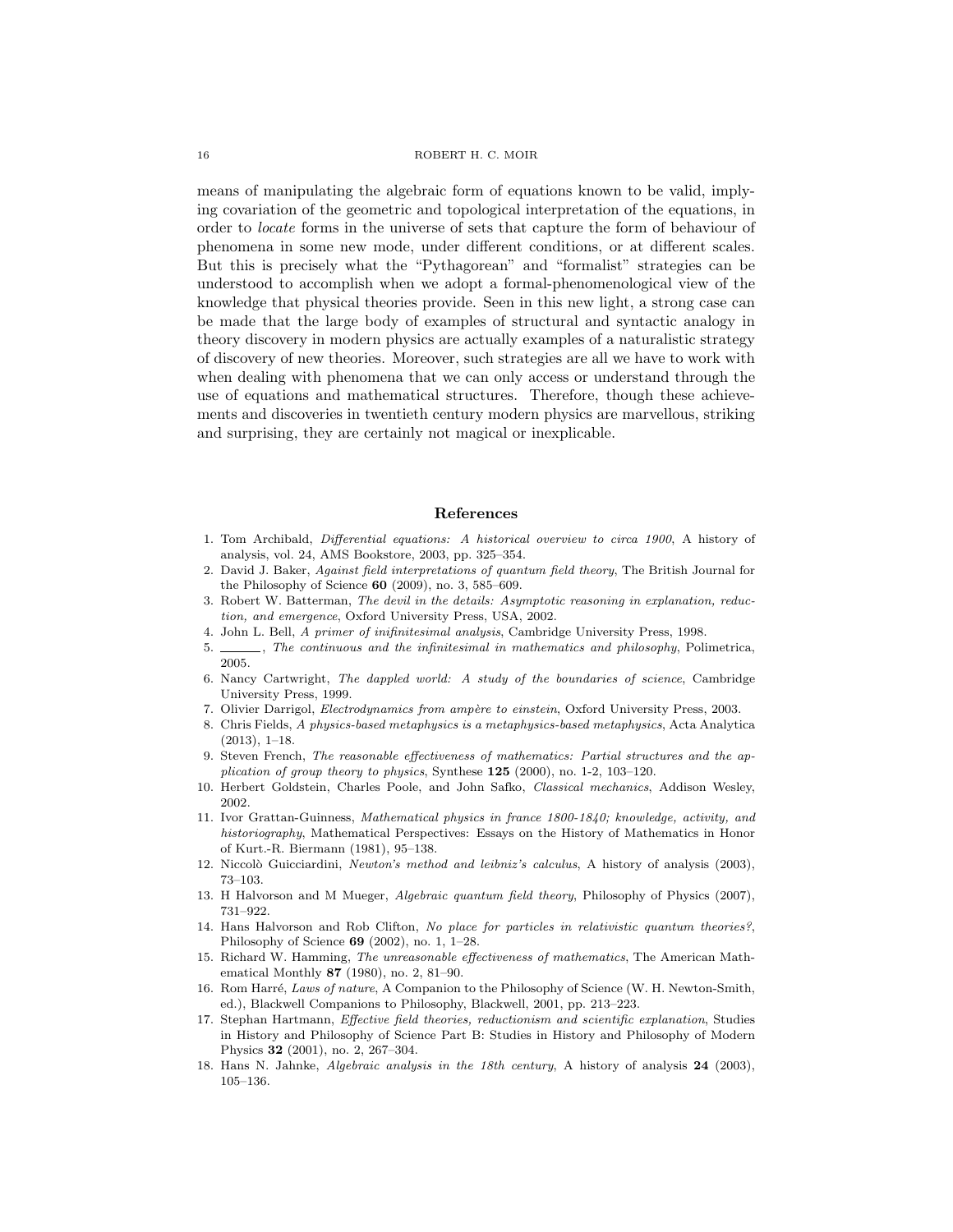means of manipulating the algebraic form of equations known to be valid, implying covariation of the geometric and topological interpretation of the equations, in order to *locate* forms in the universe of sets that capture the form of behaviour of phenomena in some new mode, under different conditions, or at different scales. But this is precisely what the "Pythagorean" and "formalist" strategies can be understood to accomplish when we adopt a formal-phenomenological view of the knowledge that physical theories provide. Seen in this new light, a strong case can be made that the large body of examples of structural and syntactic analogy in theory discovery in modern physics are actually examples of a naturalistic strategy of discovery of new theories. Moreover, such strategies are all we have to work with when dealing with phenomena that we can only access or understand through the use of equations and mathematical structures. Therefore, though these achievements and discoveries in twentieth century modern physics are marvellous, striking and surprising, they are certainly not magical or inexplicable.

## References

1. Tom Archibald, *Differential equations: A historical overview to circa 1900*, A history of analysis, vol. 24, AMS Bookstore, 2003, pp. 325–354.
2. David J. Baker, *Against field interpretations of quantum field theory*, The British Journal for the Philosophy of Science **60** (2009), no. 3, 585–609.
3. Robert W. Batterman, *The devil in the details: Asymptotic reasoning in explanation, reduction, and emergence*, Oxford University Press, USA, 2002.
4. John L. Bell, *A primer of inifinitesimal analysis*, Cambridge University Press, 1998.
5. ______, *The continuous and the infinitesimal in mathematics and philosophy*, Polimetrica, 2005.
6. Nancy Cartwright, *The dappled world: A study of the boundaries of science*, Cambridge University Press, 1999.
7. Olivier Darrigol, *Electrodynamics from ampère to einstein*, Oxford University Press, 2003.
8. Chris Fields, *A physics-based metaphysics is a metaphysics-based metaphysics*, Acta Analytica (2013), 1–18.
9. Steven French, *The reasonable effectiveness of mathematics: Partial structures and the application of group theory to physics*, Synthese **125** (2000), no. 1-2, 103–120.
10. Herbert Goldstein, Charles Poole, and John Safko, *Classical mechanics*, Addison Wesley, 2002.
11. Ivor Grattan-Guinness, *Mathematical physics in france 1800-1840; knowledge, activity, and historiography*, Mathematical Perspectives: Essays on the History of Mathematics in Honor of Kurt.-R. Biermann (1981), 95–138.
12. Niccolò Guicciardini, *Newton's method and leibniz's calculus*, A history of analysis (2003), 73–103.
13. H Halvorson and M Mueger, *Algebraic quantum field theory*, Philosophy of Physics (2007), 731–922.
14. Hans Halvorson and Rob Clifton, *No place for particles in relativistic quantum theories?*, Philosophy of Science **69** (2002), no. 1, 1–28.
15. Richard W. Hamming, *The unreasonable effectiveness of mathematics*, The American Mathematical Monthly **87** (1980), no. 2, 81–90.
16. Rom Harré, *Laws of nature*, A Companion to the Philosophy of Science (W. H. Newton-Smith, ed.), Blackwell Companions to Philosophy, Blackwell, 2001, pp. 213–223.
17. Stephan Hartmann, *Effective field theories, reductionism and scientific explanation*, Studies in History and Philosophy of Science Part B: Studies in History and Philosophy of Modern Physics **32** (2001), no. 2, 267–304.
18. Hans N. Jahnke, *Algebraic analysis in the 18th century*, A history of analysis **24** (2003), 105–136.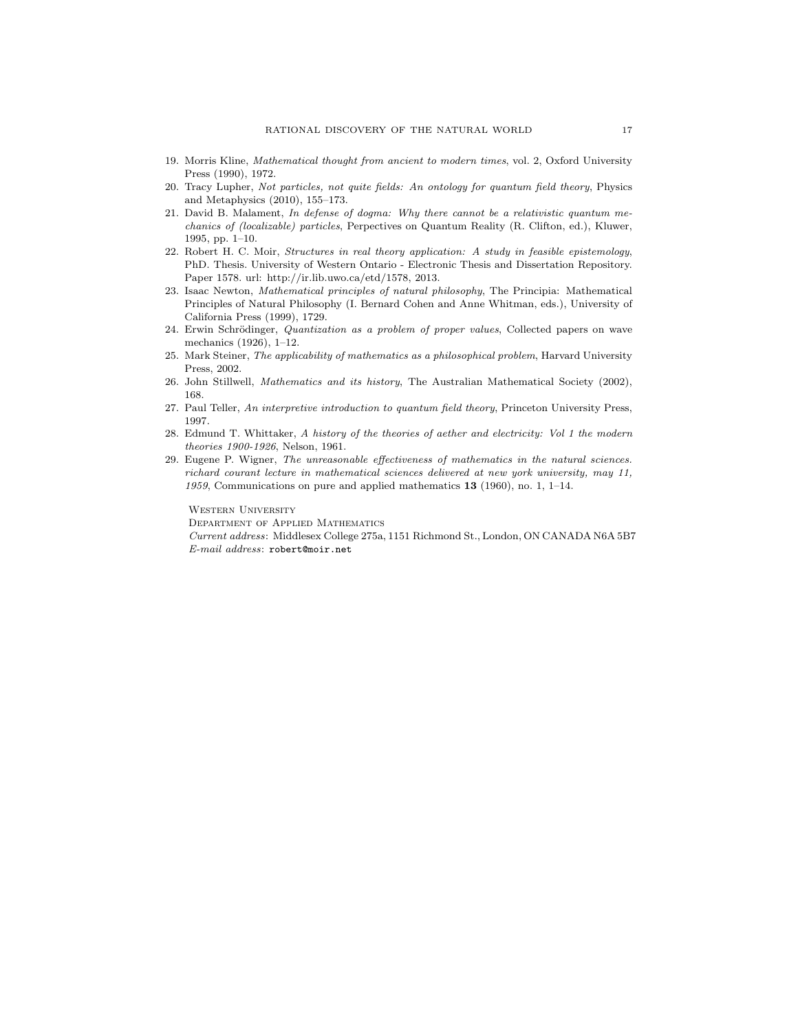19. Morris Kline, *Mathematical thought from ancient to modern times*, vol. 2, Oxford University Press (1990), 1972.
20. Tracy Lupher, *Not particles, not quite fields: An ontology for quantum field theory*, Physics and Metaphysics (2010), 155–173.
21. David B. Malament, *In defense of dogma: Why there cannot be a relativistic quantum mechanics of (localizable) particles*, Perpectives on Quantum Reality (R. Clifton, ed.), Kluwer, 1995, pp. 1–10.
22. Robert H. C. Moir, *Structures in real theory application: A study in feasible epistemology*, PhD. Thesis. University of Western Ontario - Electronic Thesis and Dissertation Repository. Paper 1578. url: http://ir.lib.uwo.ca/etd/1578, 2013.
23. Isaac Newton, *Mathematical principles of natural philosophy*, The Principia: Mathematical Principles of Natural Philosophy (I. Bernard Cohen and Anne Whitman, eds.), University of California Press (1999), 1729.
24. Erwin Schrödinger, *Quantization as a problem of proper values*, Collected papers on wave mechanics (1926), 1–12.
25. Mark Steiner, *The applicability of mathematics as a philosophical problem*, Harvard University Press, 2002.
26. John Stillwell, *Mathematics and its history*, The Australian Mathematical Society (2002), 168.
27. Paul Teller, *An interpretive introduction to quantum field theory*, Princeton University Press, 1997.
28. Edmund T. Whittaker, *A history of the theories of aether and electricity: Vol 1 the modern theories 1900-1926*, Nelson, 1961.
29. Eugene P. Wigner, *The unreasonable effectiveness of mathematics in the natural sciences. richard courant lecture in mathematical sciences delivered at new york university, may 11, 1959*, Communications on pure and applied mathematics **13** (1960), no. 1, 1–14.

Western University
Department of Applied Mathematics
*Current address*: Middlesex College 275a, 1151 Richmond St., London, ON CANADA N6A 5B7
*E-mail address*: robert@moir.net